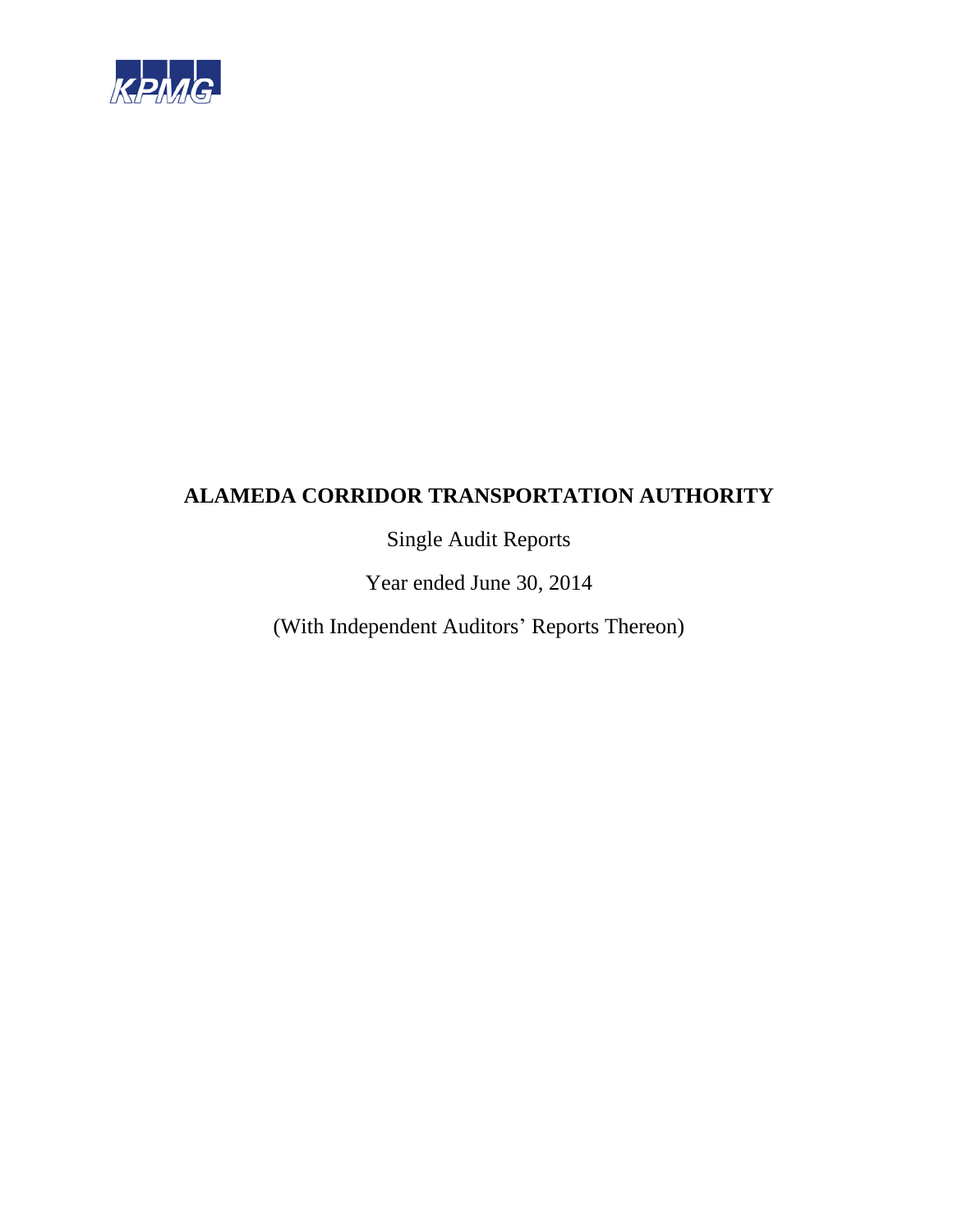KPMG

# ALAMEDA CORRIDOR TRANSPORTATION AUTHORITY

Single Audit Reports

Year ended June 30, 2014

(With Independent Auditors' Reports Thereon)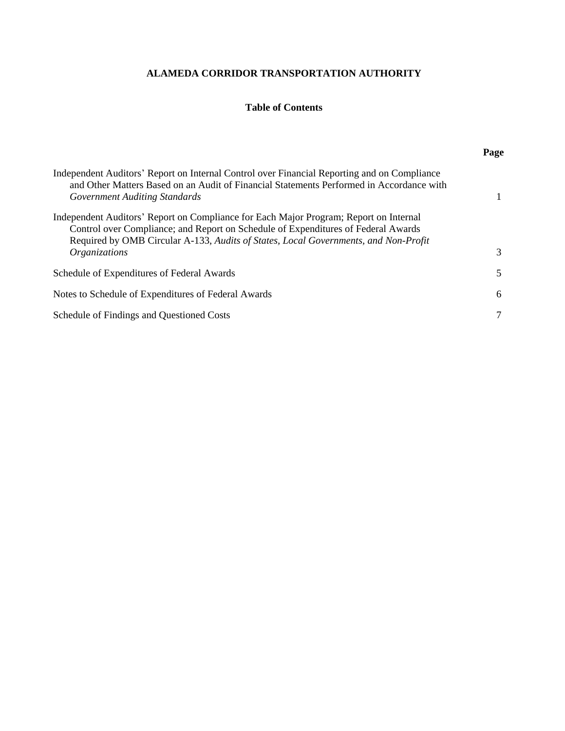# ALAMEDA CORRIDOR TRANSPORTATION AUTHORITY

## Table of Contents

| | Page |
|---|---|
| Independent Auditors' Report on Internal Control over Financial Reporting and on Compliance and Other Matters Based on an Audit of Financial Statements Performed in Accordance with *Government Auditing Standards* | 1 |
| Independent Auditors' Report on Compliance for Each Major Program; Report on Internal Control over Compliance; and Report on Schedule of Expenditures of Federal Awards Required by OMB Circular A-133, *Audits of States, Local Governments, and Non-Profit Organizations* | 3 |
| Schedule of Expenditures of Federal Awards | 5 |
| Notes to Schedule of Expenditures of Federal Awards | 6 |
| Schedule of Findings and Questioned Costs | 7 |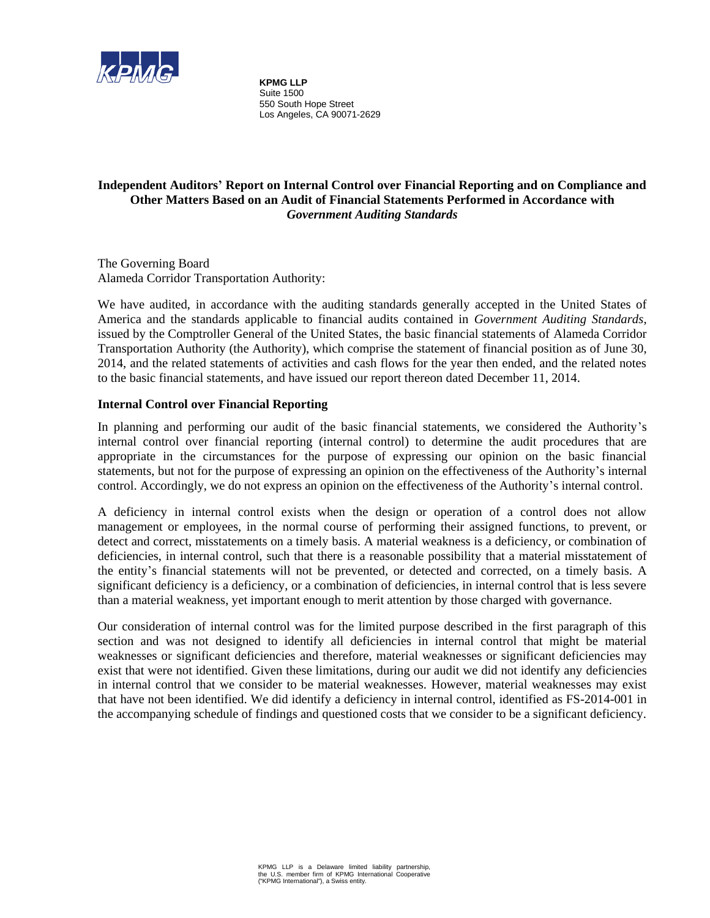**KPMG LLP**
Suite 1500
550 South Hope Street
Los Angeles, CA 90071-2629

## Independent Auditors' Report on Internal Control over Financial Reporting and on Compliance and Other Matters Based on an Audit of Financial Statements Performed in Accordance with *Government Auditing Standards*

The Governing Board
Alameda Corridor Transportation Authority:

We have audited, in accordance with the auditing standards generally accepted in the United States of America and the standards applicable to financial audits contained in *Government Auditing Standards*, issued by the Comptroller General of the United States, the basic financial statements of Alameda Corridor Transportation Authority (the Authority), which comprise the statement of financial position as of June 30, 2014, and the related statements of activities and cash flows for the year then ended, and the related notes to the basic financial statements, and have issued our report thereon dated December 11, 2014.

### Internal Control over Financial Reporting

In planning and performing our audit of the basic financial statements, we considered the Authority's internal control over financial reporting (internal control) to determine the audit procedures that are appropriate in the circumstances for the purpose of expressing our opinion on the basic financial statements, but not for the purpose of expressing an opinion on the effectiveness of the Authority's internal control. Accordingly, we do not express an opinion on the effectiveness of the Authority's internal control.

A deficiency in internal control exists when the design or operation of a control does not allow management or employees, in the normal course of performing their assigned functions, to prevent, or detect and correct, misstatements on a timely basis. A material weakness is a deficiency, or combination of deficiencies, in internal control, such that there is a reasonable possibility that a material misstatement of the entity's financial statements will not be prevented, or detected and corrected, on a timely basis. A significant deficiency is a deficiency, or a combination of deficiencies, in internal control that is less severe than a material weakness, yet important enough to merit attention by those charged with governance.

Our consideration of internal control was for the limited purpose described in the first paragraph of this section and was not designed to identify all deficiencies in internal control that might be material weaknesses or significant deficiencies and therefore, material weaknesses or significant deficiencies may exist that were not identified. Given these limitations, during our audit we did not identify any deficiencies in internal control that we consider to be material weaknesses. However, material weaknesses may exist that have not been identified. We did identify a deficiency in internal control, identified as FS-2014-001 in the accompanying schedule of findings and questioned costs that we consider to be a significant deficiency.

KPMG LLP is a Delaware limited liability partnership, the U.S. member firm of KPMG International Cooperative ("KPMG International"), a Swiss entity.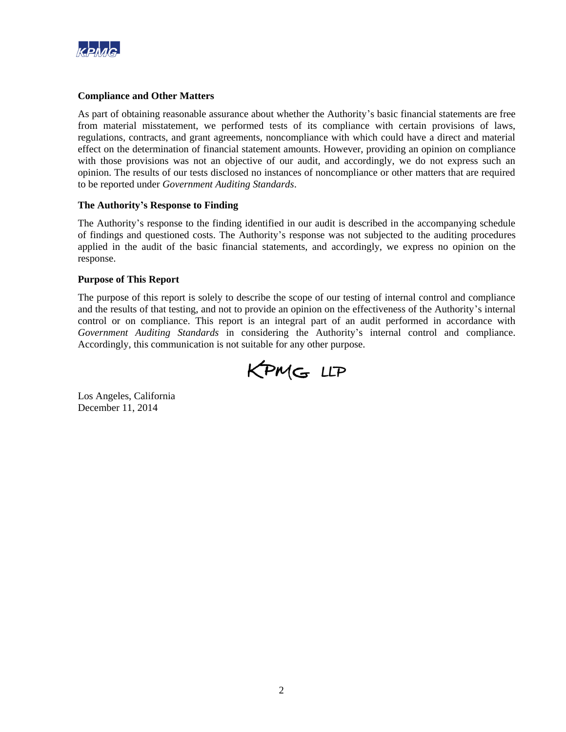**Compliance and Other Matters**

As part of obtaining reasonable assurance about whether the Authority's basic financial statements are free from material misstatement, we performed tests of its compliance with certain provisions of laws, regulations, contracts, and grant agreements, noncompliance with which could have a direct and material effect on the determination of financial statement amounts. However, providing an opinion on compliance with those provisions was not an objective of our audit, and accordingly, we do not express such an opinion. The results of our tests disclosed no instances of noncompliance or other matters that are required to be reported under *Government Auditing Standards*.

**The Authority's Response to Finding**

The Authority's response to the finding identified in our audit is described in the accompanying schedule of findings and questioned costs. The Authority's response was not subjected to the auditing procedures applied in the audit of the basic financial statements, and accordingly, we express no opinion on the response.

**Purpose of This Report**

The purpose of this report is solely to describe the scope of our testing of internal control and compliance and the results of that testing, and not to provide an opinion on the effectiveness of the Authority's internal control or on compliance. This report is an integral part of an audit performed in accordance with *Government Auditing Standards* in considering the Authority's internal control and compliance. Accordingly, this communication is not suitable for any other purpose.

KPMG LLP

Los Angeles, California
December 11, 2014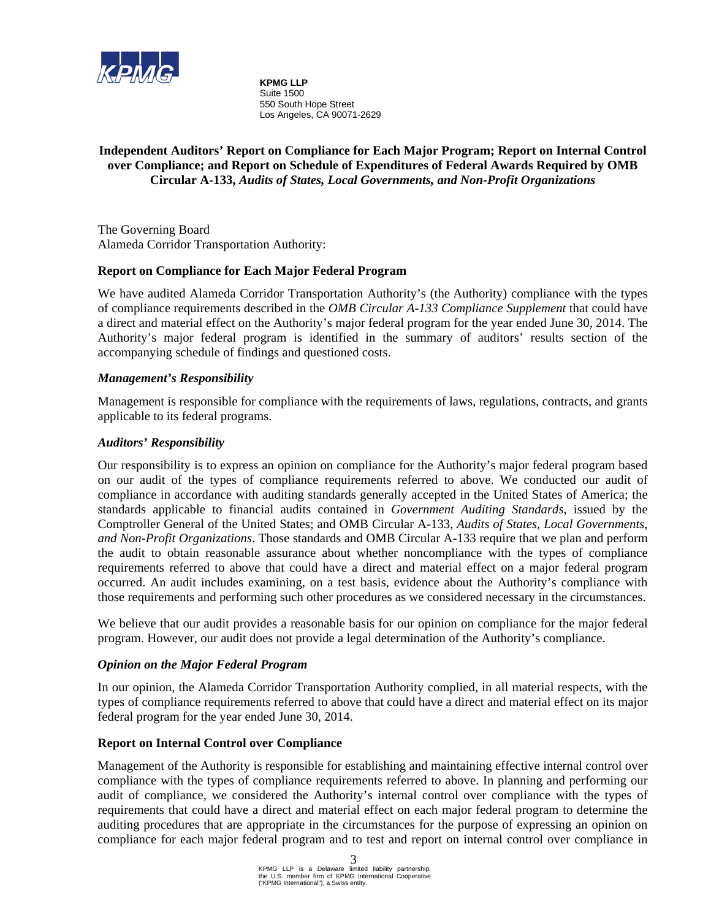**KPMG LLP**
Suite 1500
550 South Hope Street
Los Angeles, CA 90071-2629

## Independent Auditors' Report on Compliance for Each Major Program; Report on Internal Control over Compliance; and Report on Schedule of Expenditures of Federal Awards Required by OMB Circular A-133, *Audits of States, Local Governments, and Non-Profit Organizations*

The Governing Board
Alameda Corridor Transportation Authority:

### Report on Compliance for Each Major Federal Program

We have audited Alameda Corridor Transportation Authority's (the Authority) compliance with the types of compliance requirements described in the *OMB Circular A-133 Compliance Supplement* that could have a direct and material effect on the Authority's major federal program for the year ended June 30, 2014. The Authority's major federal program is identified in the summary of auditors' results section of the accompanying schedule of findings and questioned costs.

#### *Management's Responsibility*

Management is responsible for compliance with the requirements of laws, regulations, contracts, and grants applicable to its federal programs.

#### *Auditors' Responsibility*

Our responsibility is to express an opinion on compliance for the Authority's major federal program based on our audit of the types of compliance requirements referred to above. We conducted our audit of compliance in accordance with auditing standards generally accepted in the United States of America; the standards applicable to financial audits contained in *Government Auditing Standards*, issued by the Comptroller General of the United States; and OMB Circular A-133, *Audits of States, Local Governments, and Non-Profit Organizations*. Those standards and OMB Circular A-133 require that we plan and perform the audit to obtain reasonable assurance about whether noncompliance with the types of compliance requirements referred to above that could have a direct and material effect on a major federal program occurred. An audit includes examining, on a test basis, evidence about the Authority's compliance with those requirements and performing such other procedures as we considered necessary in the circumstances.

We believe that our audit provides a reasonable basis for our opinion on compliance for the major federal program. However, our audit does not provide a legal determination of the Authority's compliance.

#### *Opinion on the Major Federal Program*

In our opinion, the Alameda Corridor Transportation Authority complied, in all material respects, with the types of compliance requirements referred to above that could have a direct and material effect on its major federal program for the year ended June 30, 2014.

### Report on Internal Control over Compliance

Management of the Authority is responsible for establishing and maintaining effective internal control over compliance with the types of compliance requirements referred to above. In planning and performing our audit of compliance, we considered the Authority's internal control over compliance with the types of requirements that could have a direct and material effect on each major federal program to determine the auditing procedures that are appropriate in the circumstances for the purpose of expressing an opinion on compliance for each major federal program and to test and report on internal control over compliance in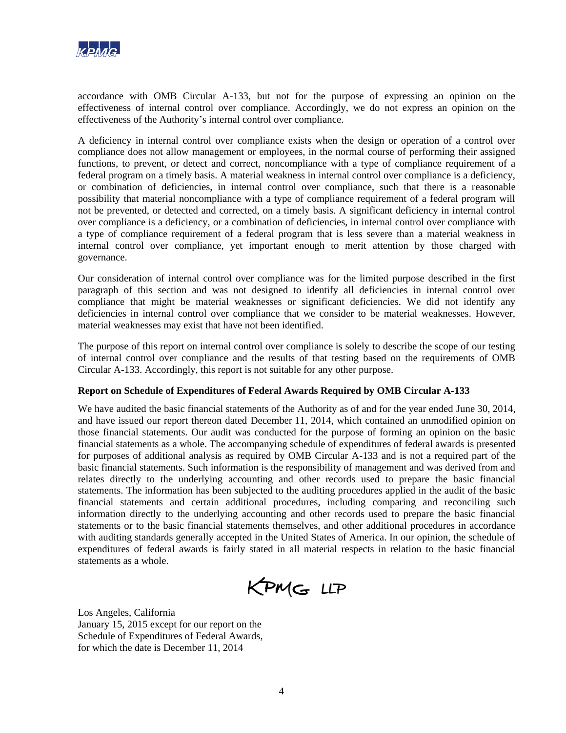accordance with OMB Circular A-133, but not for the purpose of expressing an opinion on the effectiveness of internal control over compliance. Accordingly, we do not express an opinion on the effectiveness of the Authority's internal control over compliance.

A deficiency in internal control over compliance exists when the design or operation of a control over compliance does not allow management or employees, in the normal course of performing their assigned functions, to prevent, or detect and correct, noncompliance with a type of compliance requirement of a federal program on a timely basis. A material weakness in internal control over compliance is a deficiency, or combination of deficiencies, in internal control over compliance, such that there is a reasonable possibility that material noncompliance with a type of compliance requirement of a federal program will not be prevented, or detected and corrected, on a timely basis. A significant deficiency in internal control over compliance is a deficiency, or a combination of deficiencies, in internal control over compliance with a type of compliance requirement of a federal program that is less severe than a material weakness in internal control over compliance, yet important enough to merit attention by those charged with governance.

Our consideration of internal control over compliance was for the limited purpose described in the first paragraph of this section and was not designed to identify all deficiencies in internal control over compliance that might be material weaknesses or significant deficiencies. We did not identify any deficiencies in internal control over compliance that we consider to be material weaknesses. However, material weaknesses may exist that have not been identified.

The purpose of this report on internal control over compliance is solely to describe the scope of our testing of internal control over compliance and the results of that testing based on the requirements of OMB Circular A-133. Accordingly, this report is not suitable for any other purpose.

**Report on Schedule of Expenditures of Federal Awards Required by OMB Circular A-133**

We have audited the basic financial statements of the Authority as of and for the year ended June 30, 2014, and have issued our report thereon dated December 11, 2014, which contained an unmodified opinion on those financial statements. Our audit was conducted for the purpose of forming an opinion on the basic financial statements as a whole. The accompanying schedule of expenditures of federal awards is presented for purposes of additional analysis as required by OMB Circular A-133 and is not a required part of the basic financial statements. Such information is the responsibility of management and was derived from and relates directly to the underlying accounting and other records used to prepare the basic financial statements. The information has been subjected to the auditing procedures applied in the audit of the basic financial statements and certain additional procedures, including comparing and reconciling such information directly to the underlying accounting and other records used to prepare the basic financial statements or to the basic financial statements themselves, and other additional procedures in accordance with auditing standards generally accepted in the United States of America. In our opinion, the schedule of expenditures of federal awards is fairly stated in all material respects in relation to the basic financial statements as a whole.

KPMG LLP

Los Angeles, California
January 15, 2015 except for our report on the
Schedule of Expenditures of Federal Awards,
for which the date is December 11, 2014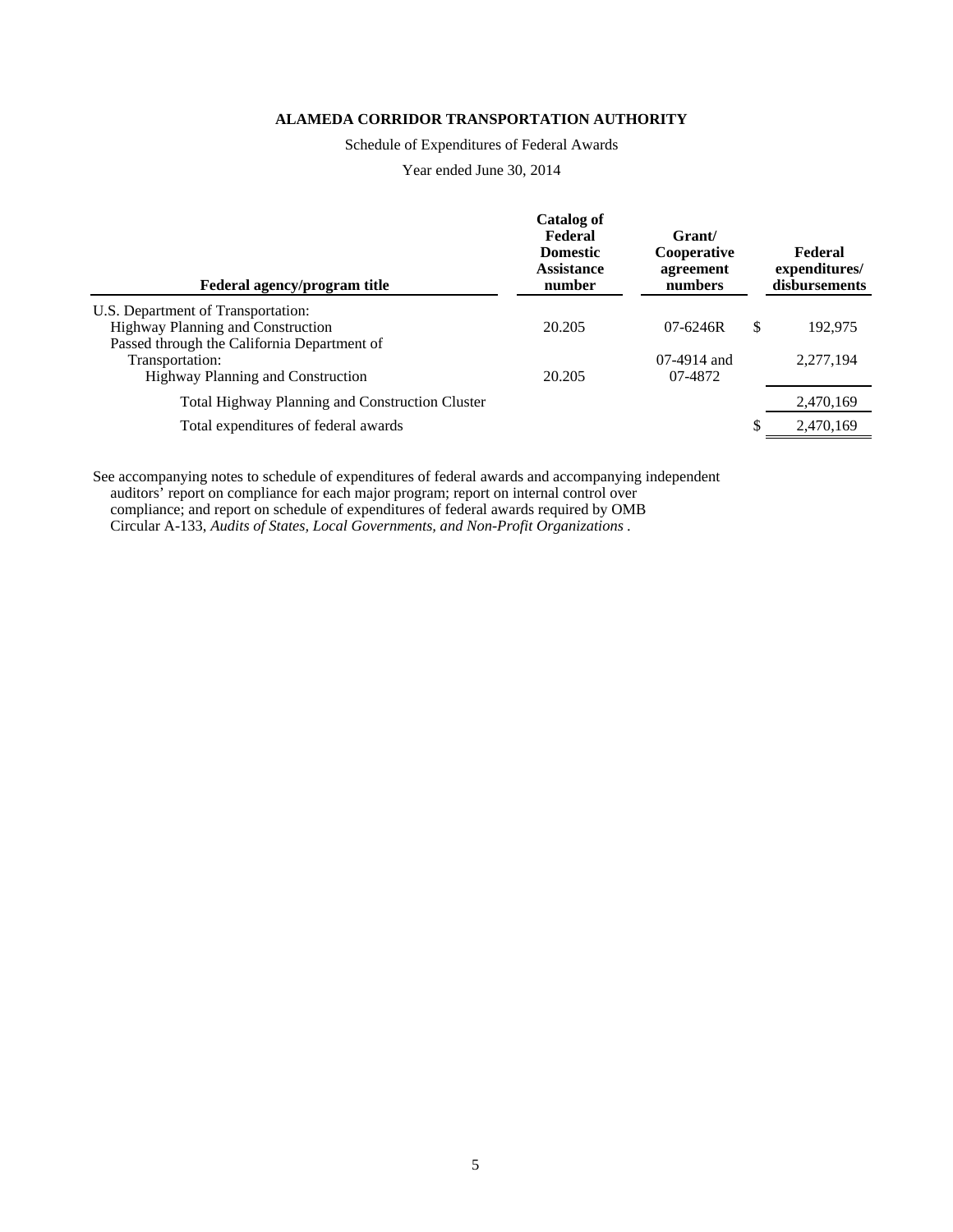**ALAMEDA CORRIDOR TRANSPORTATION AUTHORITY**

Schedule of Expenditures of Federal Awards

Year ended June 30, 2014

| Federal agency/program title | Catalog of Federal Domestic Assistance number | Grant/ Cooperative agreement numbers | Federal expenditures/ disbursements |
|---|---|---|---|
| U.S. Department of Transportation: | | | |
| Highway Planning and Construction | 20.205 | 07-6246R | $ 192,975 |
| Passed through the California Department of Transportation: Highway Planning and Construction | 20.205 | 07-4914 and 07-4872 | 2,277,194 |
| Total Highway Planning and Construction Cluster | | | 2,470,169 |
| Total expenditures of federal awards | | | $ 2,470,169 |

See accompanying notes to schedule of expenditures of federal awards and accompanying independent auditors' report on compliance for each major program; report on internal control over compliance; and report on schedule of expenditures of federal awards required by OMB Circular A-133, *Audits of States, Local Governments, and Non-Profit Organizations* .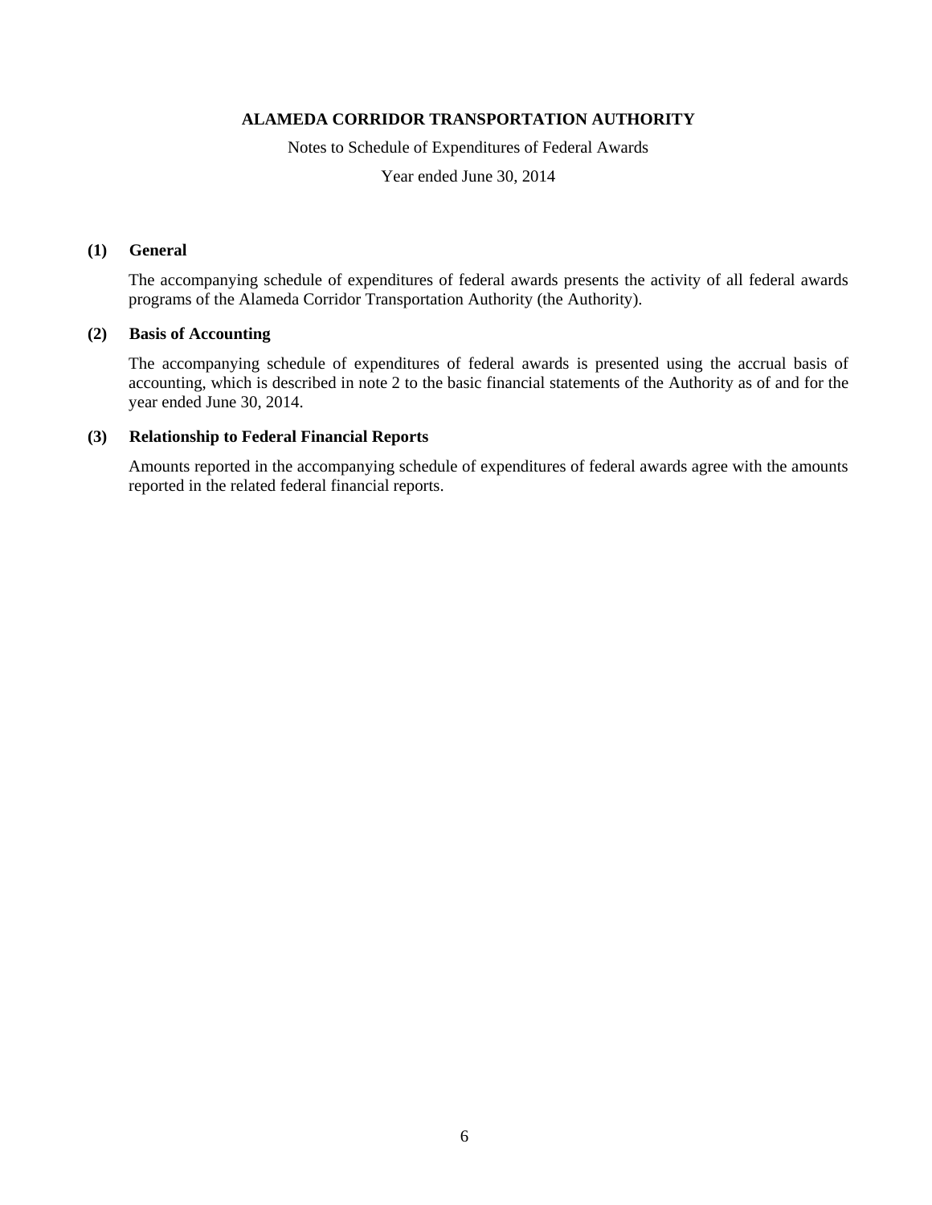# ALAMEDA CORRIDOR TRANSPORTATION AUTHORITY

Notes to Schedule of Expenditures of Federal Awards

Year ended June 30, 2014

## (1) General

The accompanying schedule of expenditures of federal awards presents the activity of all federal awards programs of the Alameda Corridor Transportation Authority (the Authority).

## (2) Basis of Accounting

The accompanying schedule of expenditures of federal awards is presented using the accrual basis of accounting, which is described in note 2 to the basic financial statements of the Authority as of and for the year ended June 30, 2014.

## (3) Relationship to Federal Financial Reports

Amounts reported in the accompanying schedule of expenditures of federal awards agree with the amounts reported in the related federal financial reports.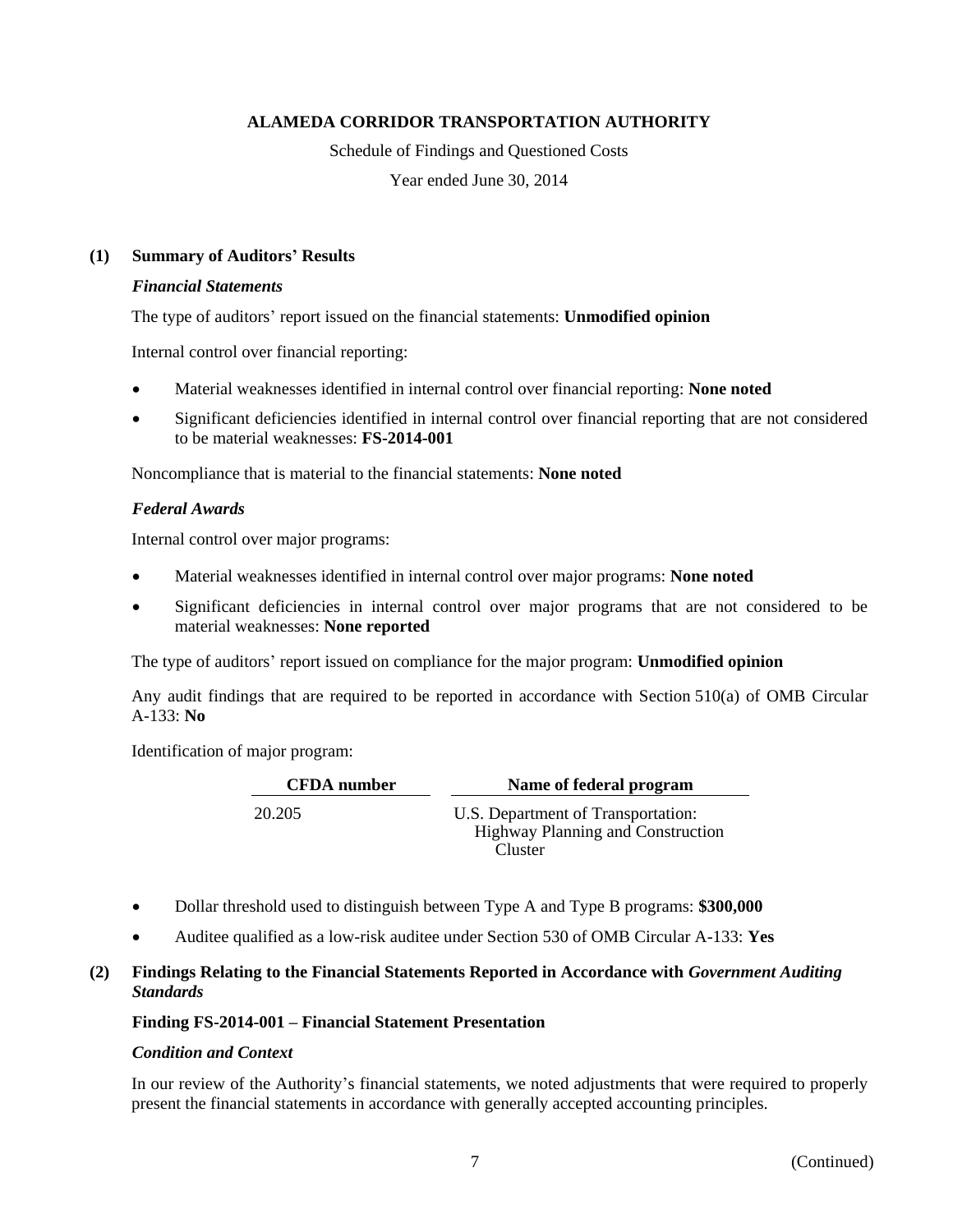# ALAMEDA CORRIDOR TRANSPORTATION AUTHORITY

Schedule of Findings and Questioned Costs

Year ended June 30, 2014

## (1) Summary of Auditors' Results

### *Financial Statements*

The type of auditors' report issued on the financial statements: **Unmodified opinion**

Internal control over financial reporting:

- Material weaknesses identified in internal control over financial reporting: **None noted**
- Significant deficiencies identified in internal control over financial reporting that are not considered to be material weaknesses: **FS-2014-001**

Noncompliance that is material to the financial statements: **None noted**

### *Federal Awards*

Internal control over major programs:

- Material weaknesses identified in internal control over major programs: **None noted**
- Significant deficiencies in internal control over major programs that are not considered to be material weaknesses: **None reported**

The type of auditors' report issued on compliance for the major program: **Unmodified opinion**

Any audit findings that are required to be reported in accordance with Section 510(a) of OMB Circular A-133: **No**

Identification of major program:

| CFDA number | Name of federal program |
|---|---|
| 20.205 | U.S. Department of Transportation: Highway Planning and Construction Cluster |

- Dollar threshold used to distinguish between Type A and Type B programs: **$300,000**
- Auditee qualified as a low-risk auditee under Section 530 of OMB Circular A-133: **Yes**

## (2) Findings Relating to the Financial Statements Reported in Accordance with *Government Auditing Standards*

### Finding FS-2014-001 – Financial Statement Presentation

#### *Condition and Context*

In our review of the Authority's financial statements, we noted adjustments that were required to properly present the financial statements in accordance with generally accepted accounting principles.

(Continued)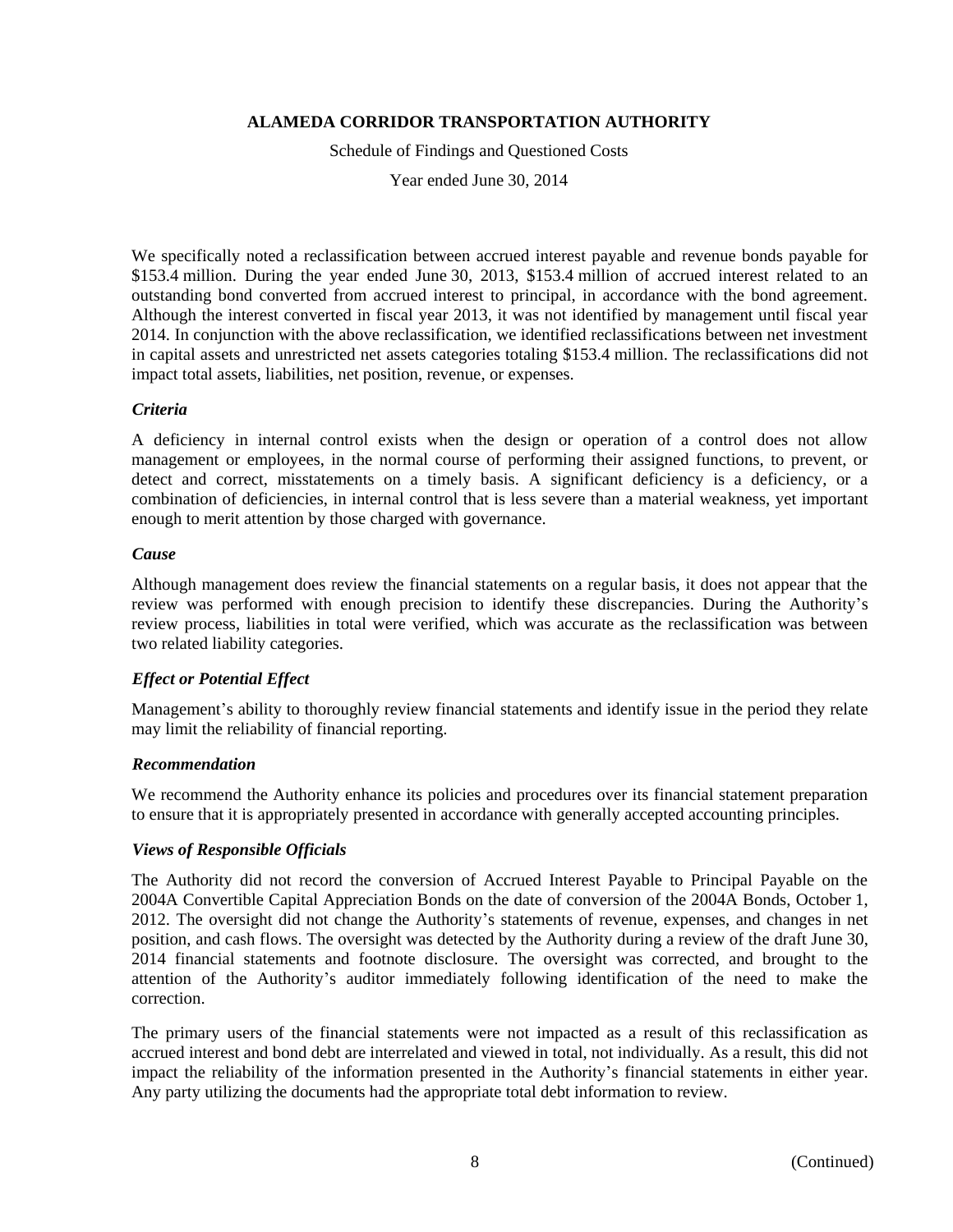We specifically noted a reclassification between accrued interest payable and revenue bonds payable for \$153.4 million. During the year ended June 30, 2013, \$153.4 million of accrued interest related to an outstanding bond converted from accrued interest to principal, in accordance with the bond agreement. Although the interest converted in fiscal year 2013, it was not identified by management until fiscal year 2014. In conjunction with the above reclassification, we identified reclassifications between net investment in capital assets and unrestricted net assets categories totaling \$153.4 million. The reclassifications did not impact total assets, liabilities, net position, revenue, or expenses.

### *Criteria*

A deficiency in internal control exists when the design or operation of a control does not allow management or employees, in the normal course of performing their assigned functions, to prevent, or detect and correct, misstatements on a timely basis. A significant deficiency is a deficiency, or a combination of deficiencies, in internal control that is less severe than a material weakness, yet important enough to merit attention by those charged with governance.

### *Cause*

Although management does review the financial statements on a regular basis, it does not appear that the review was performed with enough precision to identify these discrepancies. During the Authority's review process, liabilities in total were verified, which was accurate as the reclassification was between two related liability categories.

### *Effect or Potential Effect*

Management's ability to thoroughly review financial statements and identify issue in the period they relate may limit the reliability of financial reporting.

### *Recommendation*

We recommend the Authority enhance its policies and procedures over its financial statement preparation to ensure that it is appropriately presented in accordance with generally accepted accounting principles.

### *Views of Responsible Officials*

The Authority did not record the conversion of Accrued Interest Payable to Principal Payable on the 2004A Convertible Capital Appreciation Bonds on the date of conversion of the 2004A Bonds, October 1, 2012. The oversight did not change the Authority's statements of revenue, expenses, and changes in net position, and cash flows. The oversight was detected by the Authority during a review of the draft June 30, 2014 financial statements and footnote disclosure. The oversight was corrected, and brought to the attention of the Authority's auditor immediately following identification of the need to make the correction.

The primary users of the financial statements were not impacted as a result of this reclassification as accrued interest and bond debt are interrelated and viewed in total, not individually. As a result, this did not impact the reliability of the information presented in the Authority's financial statements in either year. Any party utilizing the documents had the appropriate total debt information to review.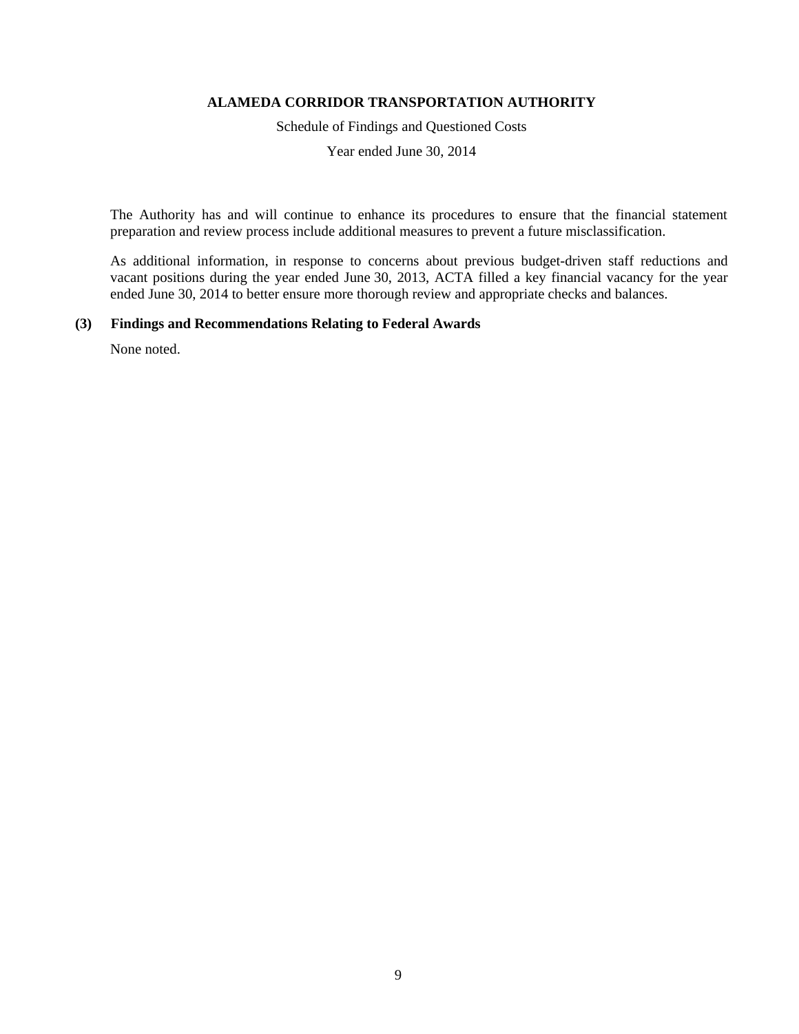The Authority has and will continue to enhance its procedures to ensure that the financial statement preparation and review process include additional measures to prevent a future misclassification.

As additional information, in response to concerns about previous budget-driven staff reductions and vacant positions during the year ended June 30, 2013, ACTA filled a key financial vacancy for the year ended June 30, 2014 to better ensure more thorough review and appropriate checks and balances.

## (3) Findings and Recommendations Relating to Federal Awards

None noted.